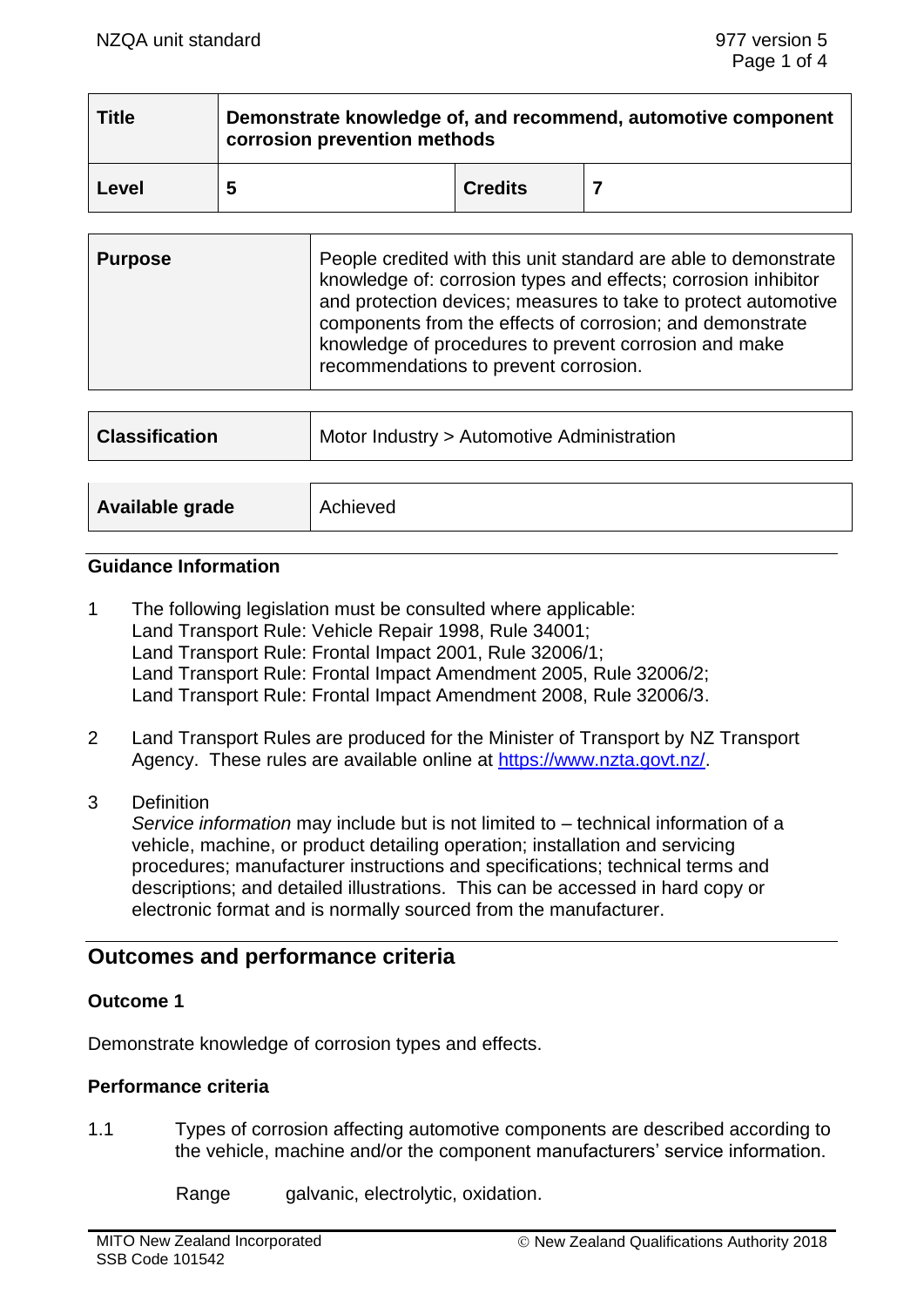| Title | Demonstrate knowledge of, and recommend, automotive component corrosion prevention methods | | |
|---|---|---|---|
| Level | 5 | Credits | 7 |

| Purpose | People credited with this unit standard are able to demonstrate knowledge of: corrosion types and effects; corrosion inhibitor and protection devices; measures to take to protect automotive components from the effects of corrosion; and demonstrate knowledge of procedures to prevent corrosion and make recommendations to prevent corrosion. |
|---|---|

| Classification | Motor Industry > Automotive Administration |
|---|---|

| Available grade | Achieved |
|---|---|

## Guidance Information

1. The following legislation must be consulted where applicable:
   Land Transport Rule: Vehicle Repair 1998, Rule 34001;
   Land Transport Rule: Frontal Impact 2001, Rule 32006/1;
   Land Transport Rule: Frontal Impact Amendment 2005, Rule 32006/2;
   Land Transport Rule: Frontal Impact Amendment 2008, Rule 32006/3.

2. Land Transport Rules are produced for the Minister of Transport by NZ Transport Agency. These rules are available online at https://www.nzta.govt.nz/.

3. Definition
   *Service information* may include but is not limited to – technical information of a vehicle, machine, or product detailing operation; installation and servicing procedures; manufacturer instructions and specifications; technical terms and descriptions; and detailed illustrations. This can be accessed in hard copy or electronic format and is normally sourced from the manufacturer.

## Outcomes and performance criteria

### Outcome 1

Demonstrate knowledge of corrosion types and effects.

### Performance criteria

1.1 Types of corrosion affecting automotive components are described according to the vehicle, machine and/or the component manufacturers' service information.

Range galvanic, electrolytic, oxidation.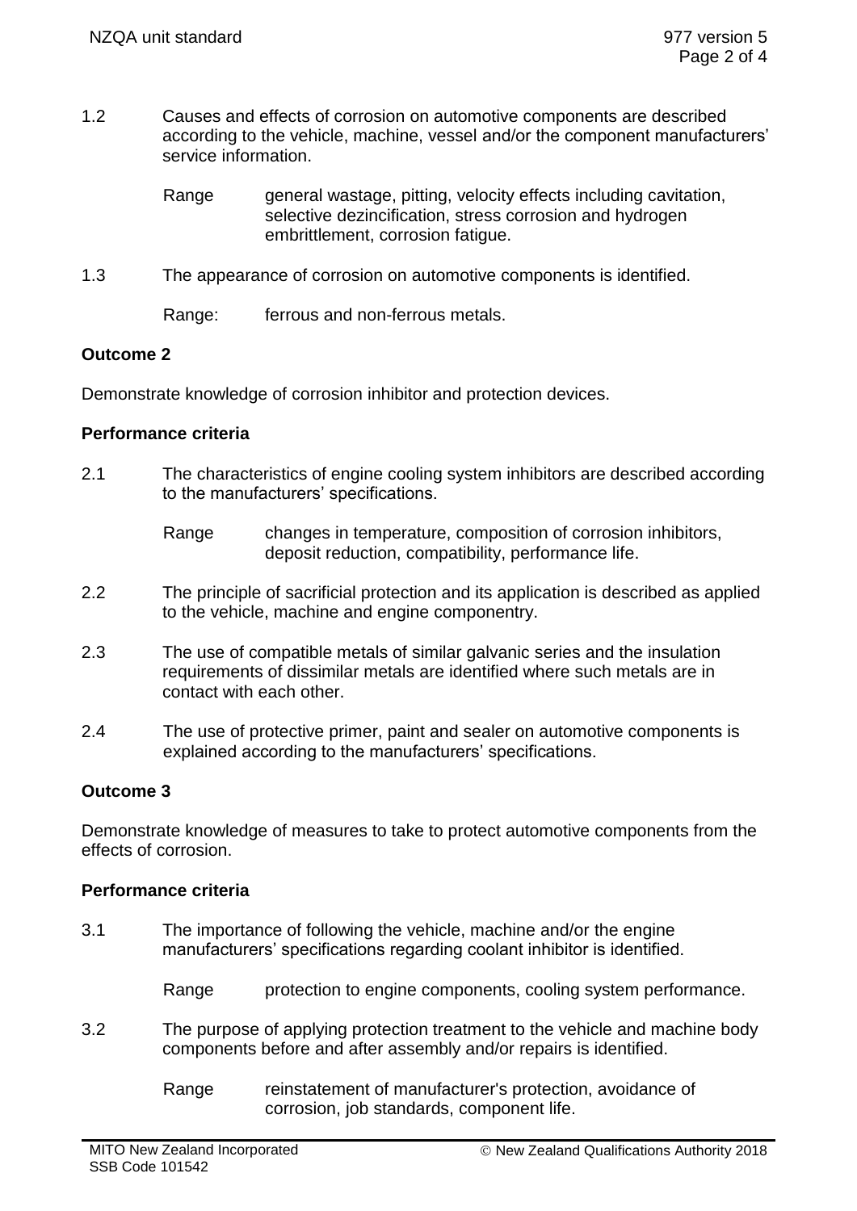1.2 Causes and effects of corrosion on automotive components are described according to the vehicle, machine, vessel and/or the component manufacturers' service information.

Range general wastage, pitting, velocity effects including cavitation, selective dezincification, stress corrosion and hydrogen embrittlement, corrosion fatigue.

1.3 The appearance of corrosion on automotive components is identified.

Range: ferrous and non-ferrous metals.

**Outcome 2**

Demonstrate knowledge of corrosion inhibitor and protection devices.

**Performance criteria**

2.1 The characteristics of engine cooling system inhibitors are described according to the manufacturers' specifications.

Range changes in temperature, composition of corrosion inhibitors, deposit reduction, compatibility, performance life.

2.2 The principle of sacrificial protection and its application is described as applied to the vehicle, machine and engine componentry.

2.3 The use of compatible metals of similar galvanic series and the insulation requirements of dissimilar metals are identified where such metals are in contact with each other.

2.4 The use of protective primer, paint and sealer on automotive components is explained according to the manufacturers' specifications.

**Outcome 3**

Demonstrate knowledge of measures to take to protect automotive components from the effects of corrosion.

**Performance criteria**

3.1 The importance of following the vehicle, machine and/or the engine manufacturers' specifications regarding coolant inhibitor is identified.

Range protection to engine components, cooling system performance.

3.2 The purpose of applying protection treatment to the vehicle and machine body components before and after assembly and/or repairs is identified.

Range reinstatement of manufacturer's protection, avoidance of corrosion, job standards, component life.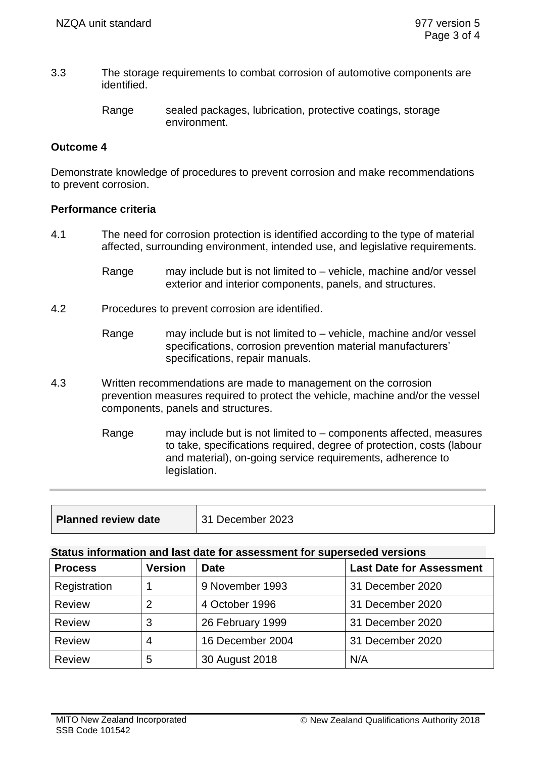3.3 The storage requirements to combat corrosion of automotive components are identified.

Range sealed packages, lubrication, protective coatings, storage environment.

**Outcome 4**

Demonstrate knowledge of procedures to prevent corrosion and make recommendations to prevent corrosion.

**Performance criteria**

4.1 The need for corrosion protection is identified according to the type of material affected, surrounding environment, intended use, and legislative requirements.

Range may include but is not limited to – vehicle, machine and/or vessel exterior and interior components, panels, and structures.

4.2 Procedures to prevent corrosion are identified.

Range may include but is not limited to – vehicle, machine and/or vessel specifications, corrosion prevention material manufacturers' specifications, repair manuals.

4.3 Written recommendations are made to management on the corrosion prevention measures required to protect the vehicle, machine and/or the vessel components, panels and structures.

Range may include but is not limited to – components affected, measures to take, specifications required, degree of protection, costs (labour and material), on-going service requirements, adherence to legislation.

| **Planned review date** | 31 December 2023 |
|---|---|

**Status information and last date for assessment for superseded versions**

| Process | Version | Date | Last Date for Assessment |
|---|---|---|---|
| Registration | 1 | 9 November 1993 | 31 December 2020 |
| Review | 2 | 4 October 1996 | 31 December 2020 |
| Review | 3 | 26 February 1999 | 31 December 2020 |
| Review | 4 | 16 December 2004 | 31 December 2020 |
| Review | 5 | 30 August 2018 | N/A |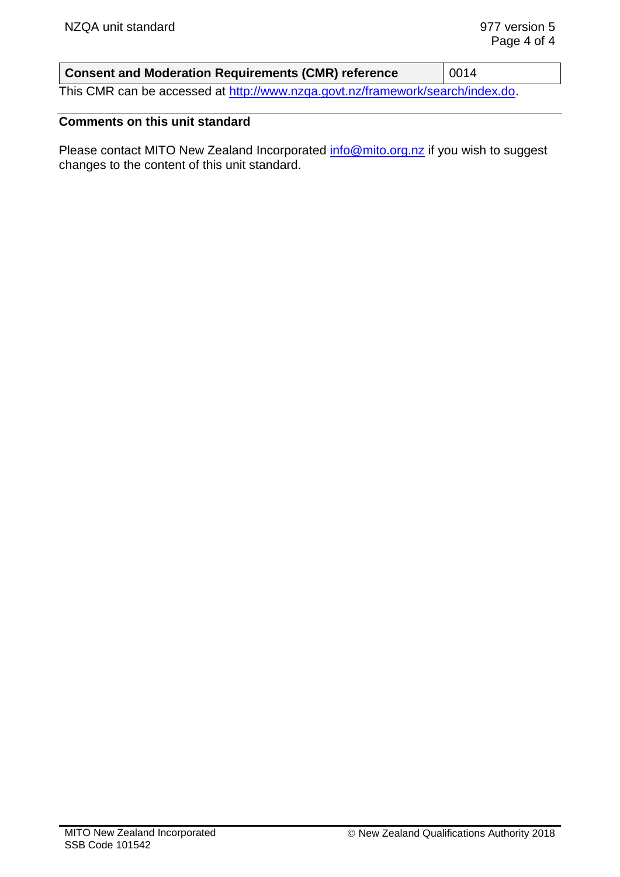| Consent and Moderation Requirements (CMR) reference | 0014 |
| --- | --- |

This CMR can be accessed at http://www.nzqa.govt.nz/framework/search/index.do.

**Comments on this unit standard**

Please contact MITO New Zealand Incorporated info@mito.org.nz if you wish to suggest changes to the content of this unit standard.